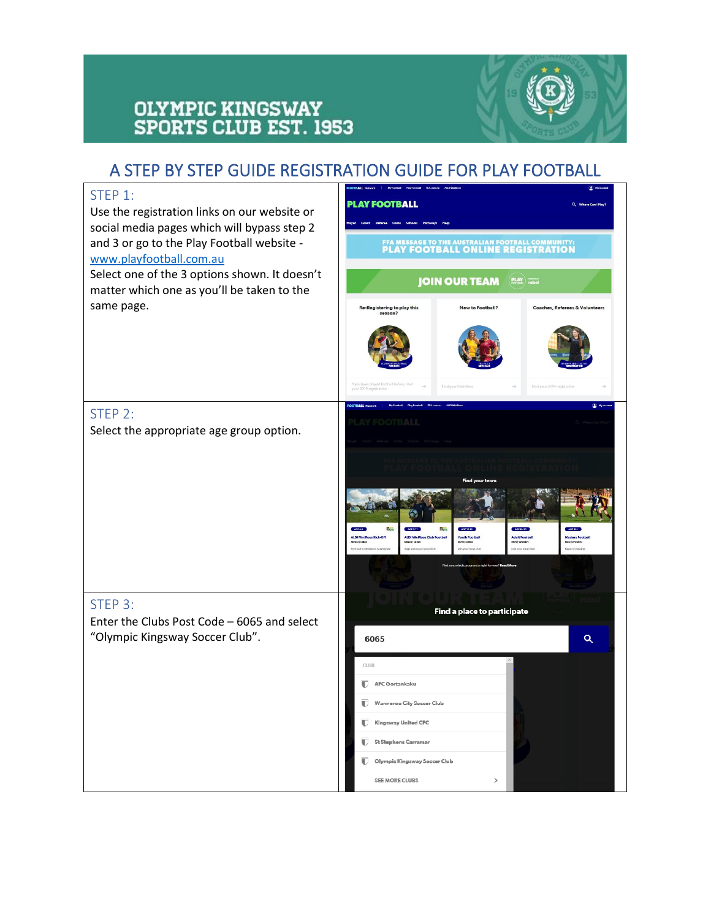# OLYMPIC KINGSWAY SPORTS CLUB EST. 1953

## A STEP BY STEP GUIDE REGISTRATION GUIDE FOR PLAY FOOTBALL

### STEP 1:

Use the registration links on our website or social media pages which will bypass step 2 and 3 or go to the Play Football website - www.playfootball.com.au

Select one of the 3 options shown. It doesn't matter which one as you'll be taken to the same page.

### STEP 2:

Select the appropriate age group option.

### STEP 3:

Enter the Clubs Post Code – 6065 and select "Olympic Kingsway Soccer Club".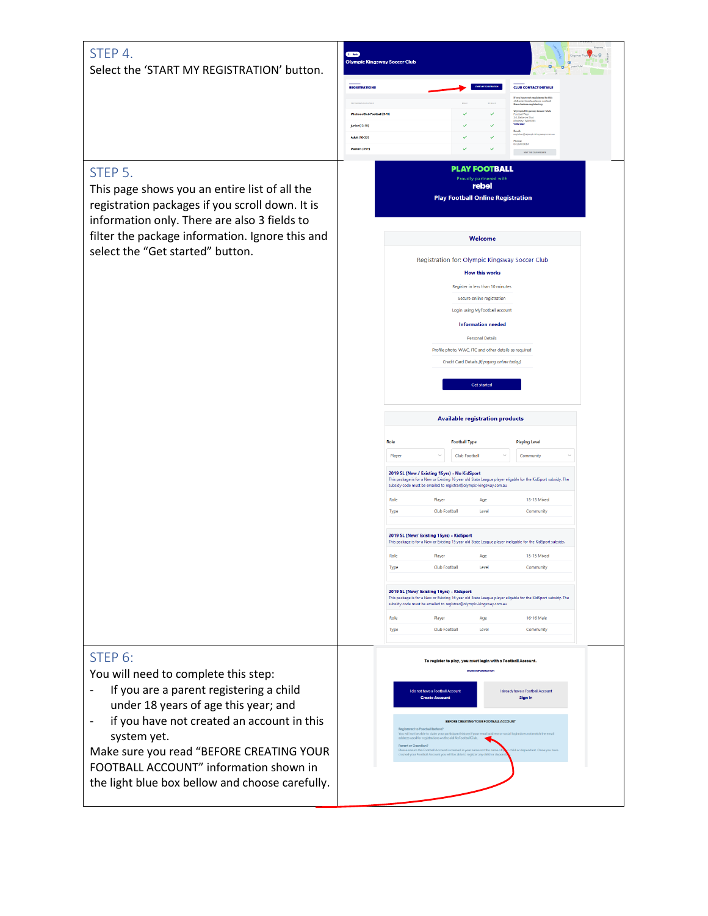STEP 4.

Select the 'START MY REGISTRATION' button.

STEP 5.

This page shows you an entire list of all the registration packages if you scroll down. It is information only. There are also 3 fields to filter the package information. Ignore this and select the "Get started" button.

STEP 6:

You will need to complete this step:

- If you are a parent registering a child under 18 years of age this year; and
- if you have not created an account in this system yet.

Make sure you read "BEFORE CREATING YOUR FOOTBALL ACCOUNT" information shown in the light blue box bellow and choose carefully.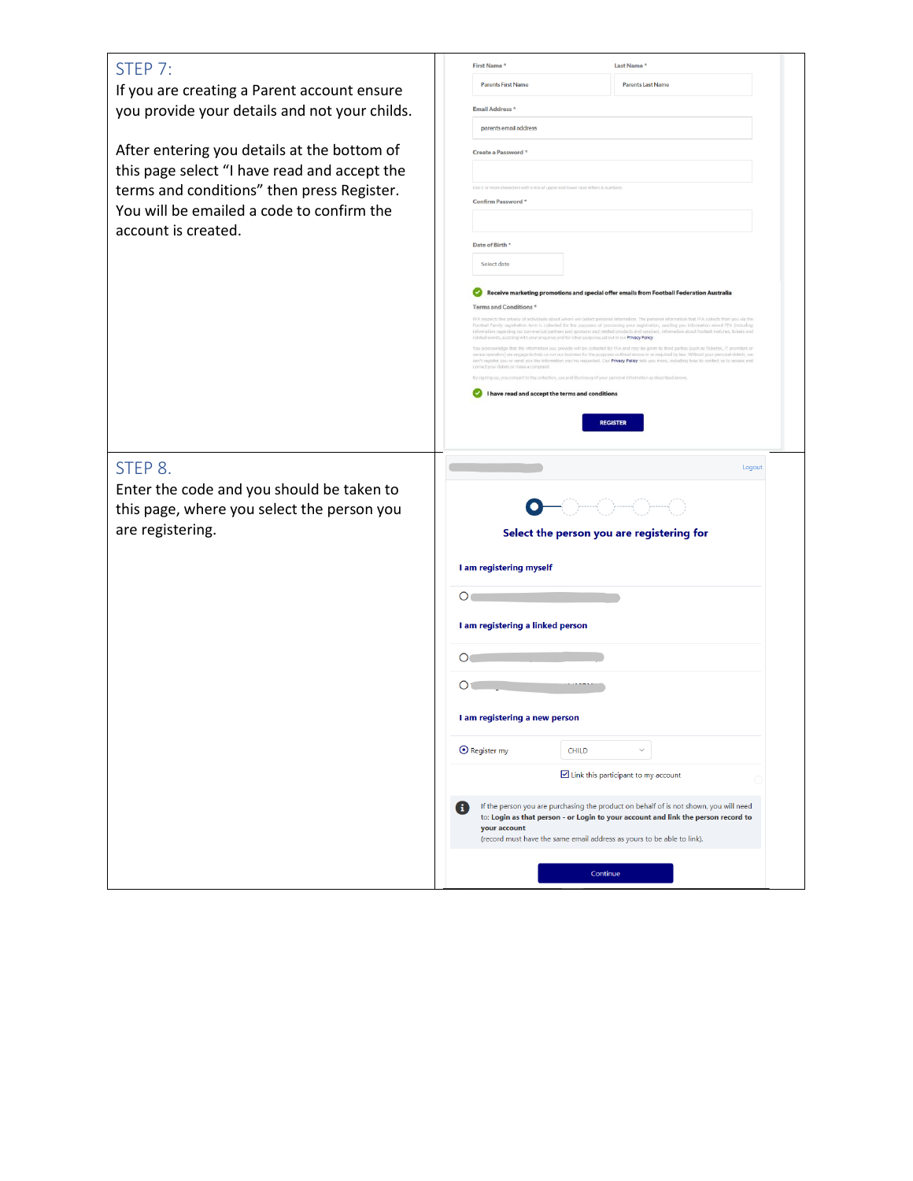## STEP 7:

If you are creating a Parent account ensure you provide your details and not your childs.

After entering you details at the bottom of this page select "I have read and accept the terms and conditions" then press Register. You will be emailed a code to confirm the account is created.

First Name *

Parents First Name

Last Name *

Parents Last Name

Email Address *

parents email address

Create a Password *

Confirm Password *

Date of Birth *

Select date

Receive marketing promotions and special offer emails from Football Federation Australia

Terms and Conditions *

I have read and accept the terms and conditions

REGISTER

## STEP 8.

Enter the code and you should be taken to this page, where you select the person you are registering.

Logout

**Select the person you are registering for**

**I am registering myself**

**I am registering a linked person**

**I am registering a new person**

Register my CHILD

Link this participant to my account

If the person you are purchasing the product on behalf of is not shown, you will need to: **Login as that person - or Login to your account and link the person record to your account**
(record must have the same email address as yours to be able to link).

Continue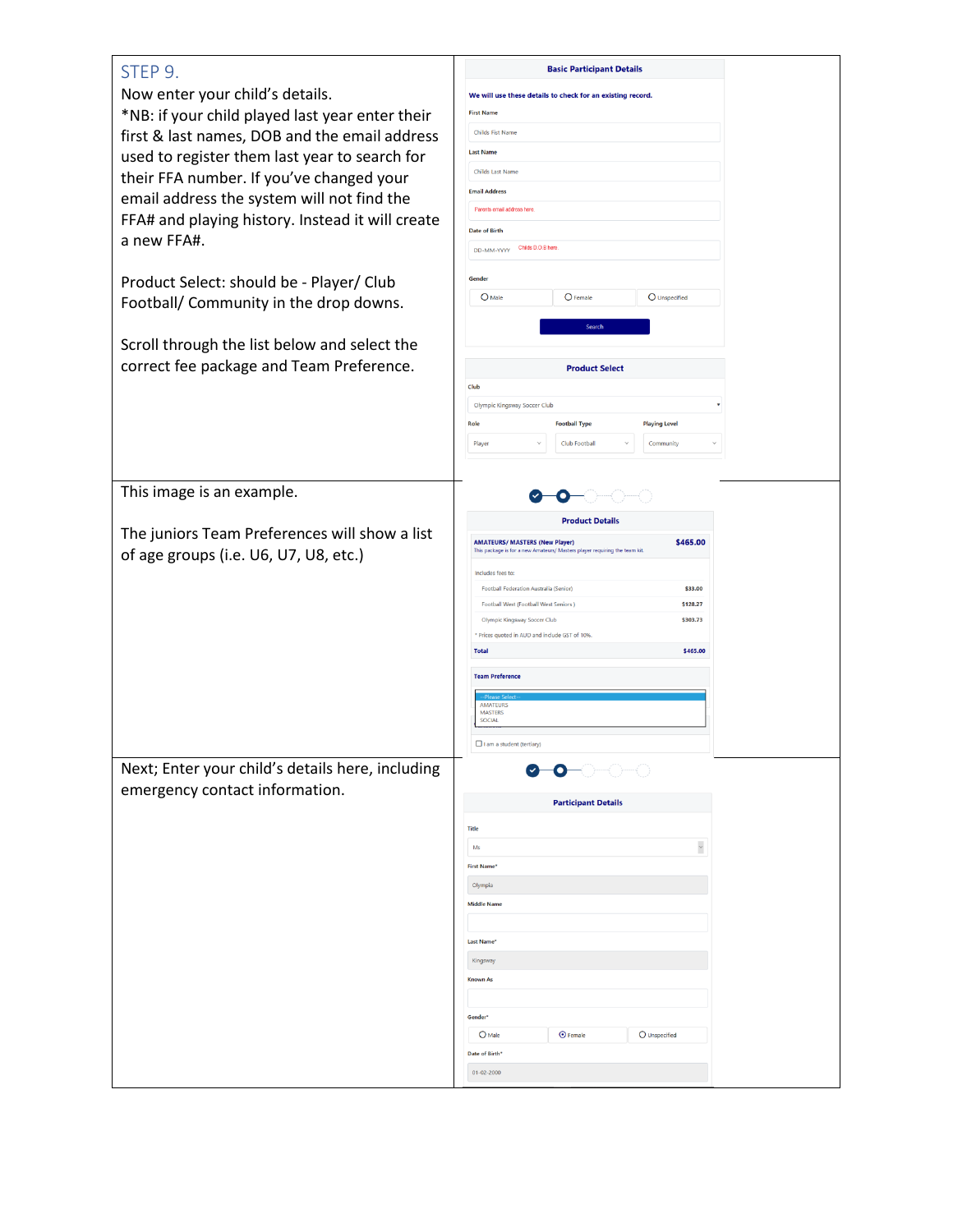## STEP 9.

Now enter your child's details.

*NB: if your child played last year enter their first & last names, DOB and the email address used to register them last year to search for their FFA number. If you've changed your email address the system will not find the FFA# and playing history. Instead it will create a new FFA#.

Product Select: should be - Player/ Club Football/ Community in the drop downs.

Scroll through the list below and select the correct fee package and Team Preference.

**Basic Participant Details**

**We will use these details to check for an existing record.**

First Name: Childs Fist Name

Last Name: Childs Last Name

Email Address: Parents email address here

Date of Birth: DD-MM-YYYY Childs D.O.B here

Gender: Male / Female / Unspecified

Search

**Product Select**

Club: Olympic Kingsway Soccer Club

| Role | Football Type | Playing Level |
| --- | --- | --- |
| Player | Club Football | Community |

---

This image is an example.

The juniors Team Preferences will show a list of age groups (i.e. U6, U7, U8, etc.)

**Product Details**

**AMATEURS/ MASTERS (New Player)** — $465.00

This package is for a new Amateurs/ Masters player requiring the team kit.

Includes fees to:

| | |
| --- | --- |
| Football Federation Australia (Senior) | $33.00 |
| Football West (Football West Seniors) | $128.27 |
| Olympic Kingsway Soccer Club | $303.73 |

* Prices quoted in AUD and include GST of 10%.

| Total | $465.00 |
| --- | --- |

**Team Preference**

--Please Select--
AMATEURS
MASTERS
SOCIAL

☐ I am a student (tertiary)

---

Next; Enter your child's details here, including emergency contact information.

**Participant Details**

Title: Ms

First Name*: Olympia

Middle Name:

Last Name*: Kingsway

Known As:

Gender*: Male / Female / Unspecified

Date of Birth*: 01-02-2000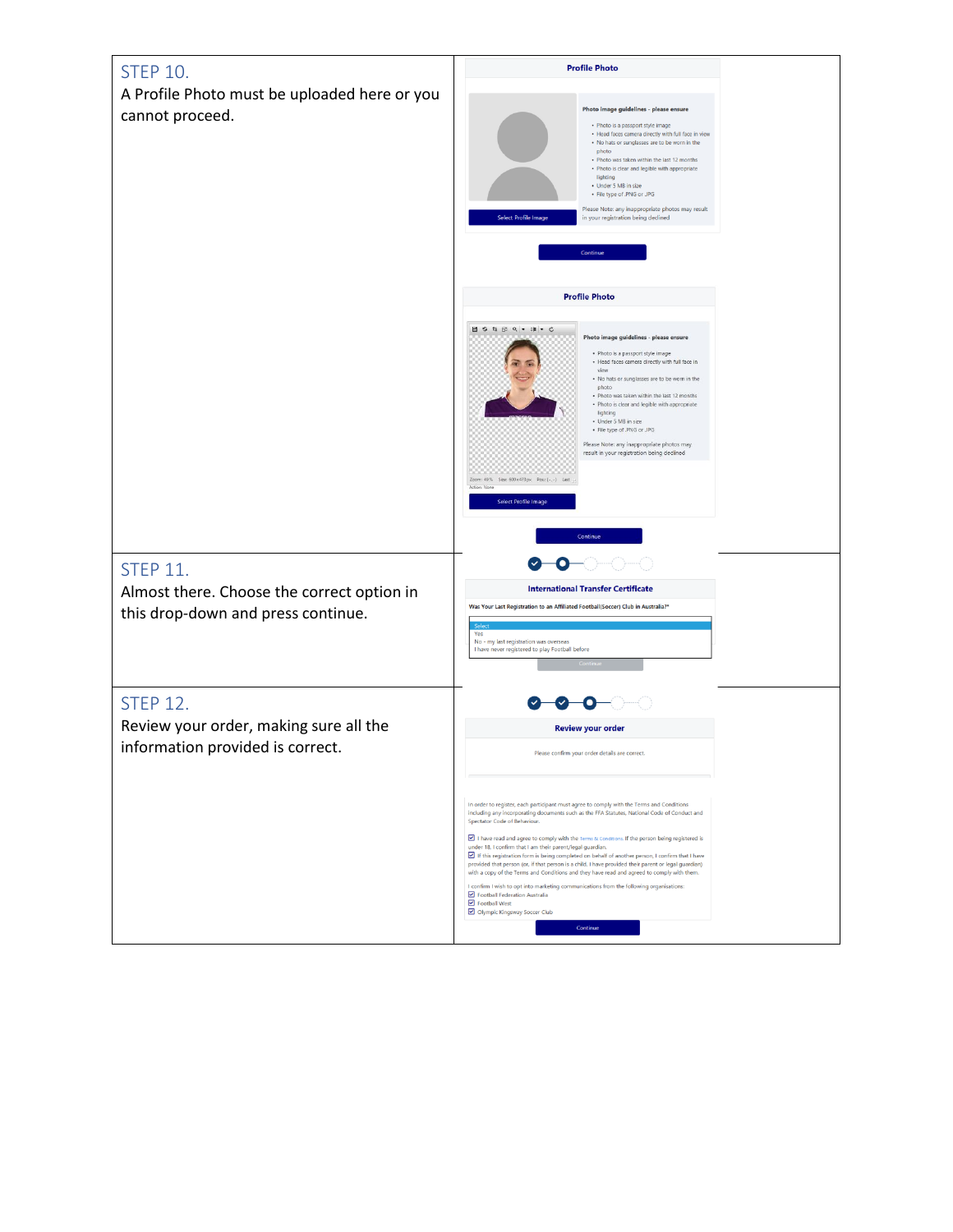## STEP 10.

A Profile Photo must be uploaded here or you cannot proceed.

**Profile Photo**

**Photo image guidelines - please ensure**

- Photo is a passport style image
- Head faces camera directly with full face in view
- No hats or sunglasses are to be worn in the photo
- Photo was taken within the last 12 months
- Photo is clear and legible with appropriate lighting
- Under 5 MB in size
- File type of .PNG or .JPG

Please Note: any inappropriate photos may result in your registration being declined

Select Profile Image

Continue

## STEP 11.

Almost there. Choose the correct option in this drop-down and press continue.

**International Transfer Certificate**

Was Your Last Registration to an Affiliated Football(Soccer) Club in Australia?*

- Select
- Yes
- No - my last registration was overseas
- I have never registered to play Football before

Continue

## STEP 12.

Review your order, making sure all the information provided is correct.

**Review your order**

Please confirm your order details are correct.

In order to register, each participant must agree to comply with the Terms and Conditions including any incorporating documents such as the FFA Statutes, National Code of Conduct and Spectator Code of Behaviour.

☑ I have read and agree to comply with the Terms & Conditions. If the person being registered is under 18, I confirm that I am their parent/legal guardian.

☑ If this registration form is being completed on behalf of another person, I confirm that I have provided that person (or, if that person is a child, I have provided their parent or legal guardian) with a copy of the Terms and Conditions and they have read and agreed to comply with them.

I confirm I wish to opt into marketing communications from the following organisations:

☑ Football Federation Australia

☑ Football West

☑ Olympic Kingsway Soccer Club

Continue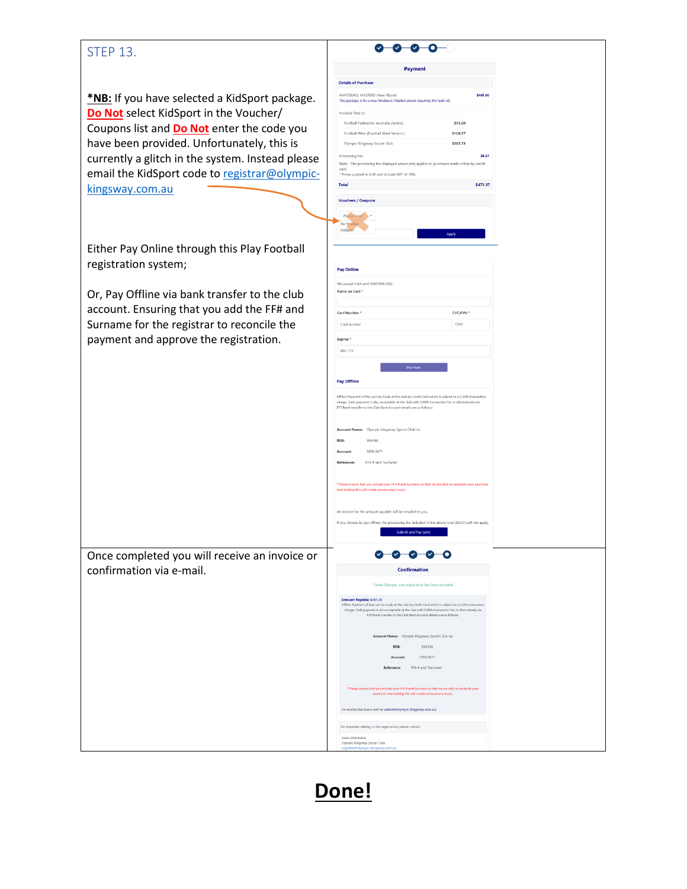STEP 13.

***NB:** If you have selected a KidSport package. **Do Not** select KidSport in the Voucher/ Coupons list and **Do Not** enter the code you have been provided. Unfortunately, this is currently a glitch in the system. Instead please email the KidSport code to registrar@olympic-kingsway.com.au

Either Pay Online through this Play Football registration system;

Or, Pay Offline via bank transfer to the club account. Ensuring that you add the FF# and Surname for the registrar to reconcile the payment and approve the registration.

Once completed you will receive an invoice or confirmation via e-mail.

# **Done!**